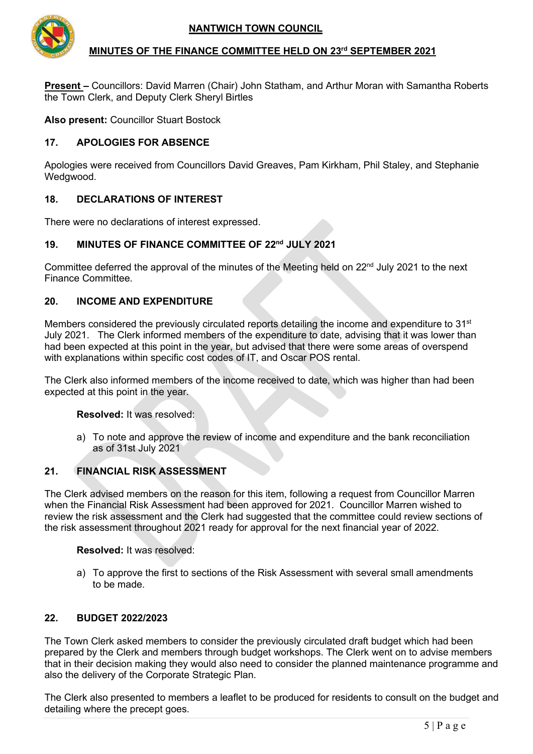# NANTWICH TOWN COUNCIL

## MINUTES OF THE FINANCE COMMITTEE HELD ON 23rd SEPTEMBER 2021

**Present –** Councillors: David Marren (Chair) John Statham, and Arthur Moran with Samantha Roberts the Town Clerk, and Deputy Clerk Sheryl Birtles

**Also present:** Councillor Stuart Bostock

### 17. APOLOGIES FOR ABSENCE

Apologies were received from Councillors David Greaves, Pam Kirkham, Phil Staley, and Stephanie Wedgwood.

### 18. DECLARATIONS OF INTEREST

There were no declarations of interest expressed.

### 19. MINUTES OF FINANCE COMMITTEE OF 22nd JULY 2021

Committee deferred the approval of the minutes of the Meeting held on 22nd July 2021 to the next Finance Committee.

### 20. INCOME AND EXPENDITURE

Members considered the previously circulated reports detailing the income and expenditure to 31st July 2021. The Clerk informed members of the expenditure to date, advising that it was lower than had been expected at this point in the year, but advised that there were some areas of overspend with explanations within specific cost codes of IT, and Oscar POS rental.

The Clerk also informed members of the income received to date, which was higher than had been expected at this point in the year.

**Resolved:** It was resolved:

a) To note and approve the review of income and expenditure and the bank reconciliation as of 31st July 2021

### 21. FINANCIAL RISK ASSESSMENT

The Clerk advised members on the reason for this item, following a request from Councillor Marren when the Financial Risk Assessment had been approved for 2021. Councillor Marren wished to review the risk assessment and the Clerk had suggested that the committee could review sections of the risk assessment throughout 2021 ready for approval for the next financial year of 2022.

**Resolved:** It was resolved:

a) To approve the first to sections of the Risk Assessment with several small amendments to be made.

### 22. BUDGET 2022/2023

The Town Clerk asked members to consider the previously circulated draft budget which had been prepared by the Clerk and members through budget workshops. The Clerk went on to advise members that in their decision making they would also need to consider the planned maintenance programme and also the delivery of the Corporate Strategic Plan.

The Clerk also presented to members a leaflet to be produced for residents to consult on the budget and detailing where the precept goes.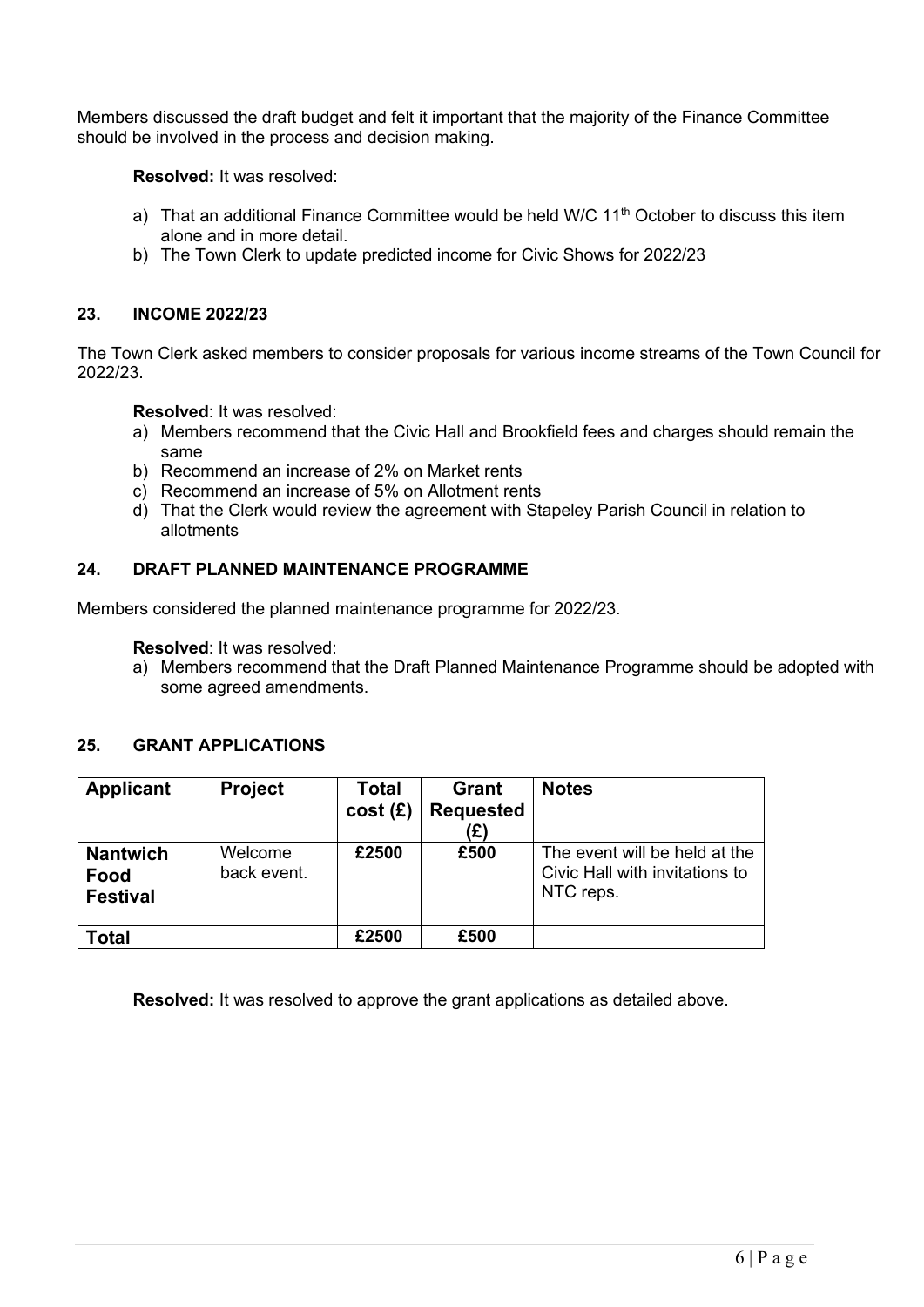Members discussed the draft budget and felt it important that the majority of the Finance Committee should be involved in the process and decision making.

**Resolved:** It was resolved:

a) That an additional Finance Committee would be held W/C 11th October to discuss this item alone and in more detail.
b) The Town Clerk to update predicted income for Civic Shows for 2022/23

## 23. INCOME 2022/23

The Town Clerk asked members to consider proposals for various income streams of the Town Council for 2022/23.

**Resolved**: It was resolved:

a) Members recommend that the Civic Hall and Brookfield fees and charges should remain the same
b) Recommend an increase of 2% on Market rents
c) Recommend an increase of 5% on Allotment rents
d) That the Clerk would review the agreement with Stapeley Parish Council in relation to allotments

## 24. DRAFT PLANNED MAINTENANCE PROGRAMME

Members considered the planned maintenance programme for 2022/23.

**Resolved**: It was resolved:

a) Members recommend that the Draft Planned Maintenance Programme should be adopted with some agreed amendments.

## 25. GRANT APPLICATIONS

| Applicant | Project | Total cost (£) | Grant Requested (£) | Notes |
|---|---|---|---|---|
| **Nantwich Food Festival** | Welcome back event. | **£2500** | **£500** | The event will be held at the Civic Hall with invitations to NTC reps. |
| **Total** | | **£2500** | **£500** | |

**Resolved:** It was resolved to approve the grant applications as detailed above.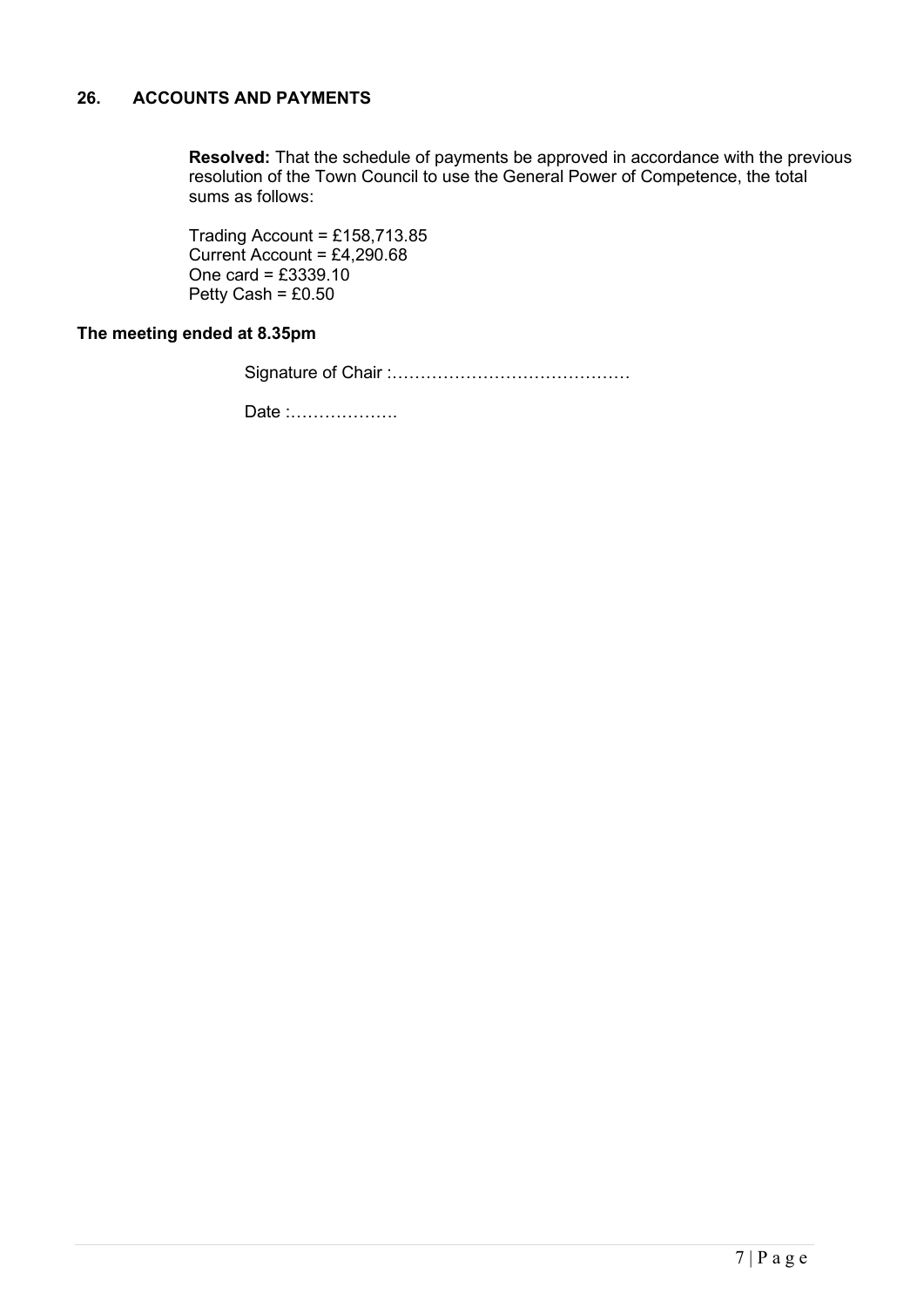## 26. ACCOUNTS AND PAYMENTS

**Resolved:** That the schedule of payments be approved in accordance with the previous resolution of the Town Council to use the General Power of Competence, the total sums as follows:

Trading Account = £158,713.85
Current Account = £4,290.68
One card = £3339.10
Petty Cash = £0.50

**The meeting ended at 8.35pm**

Signature of Chair :……………………………………

Date :……………….